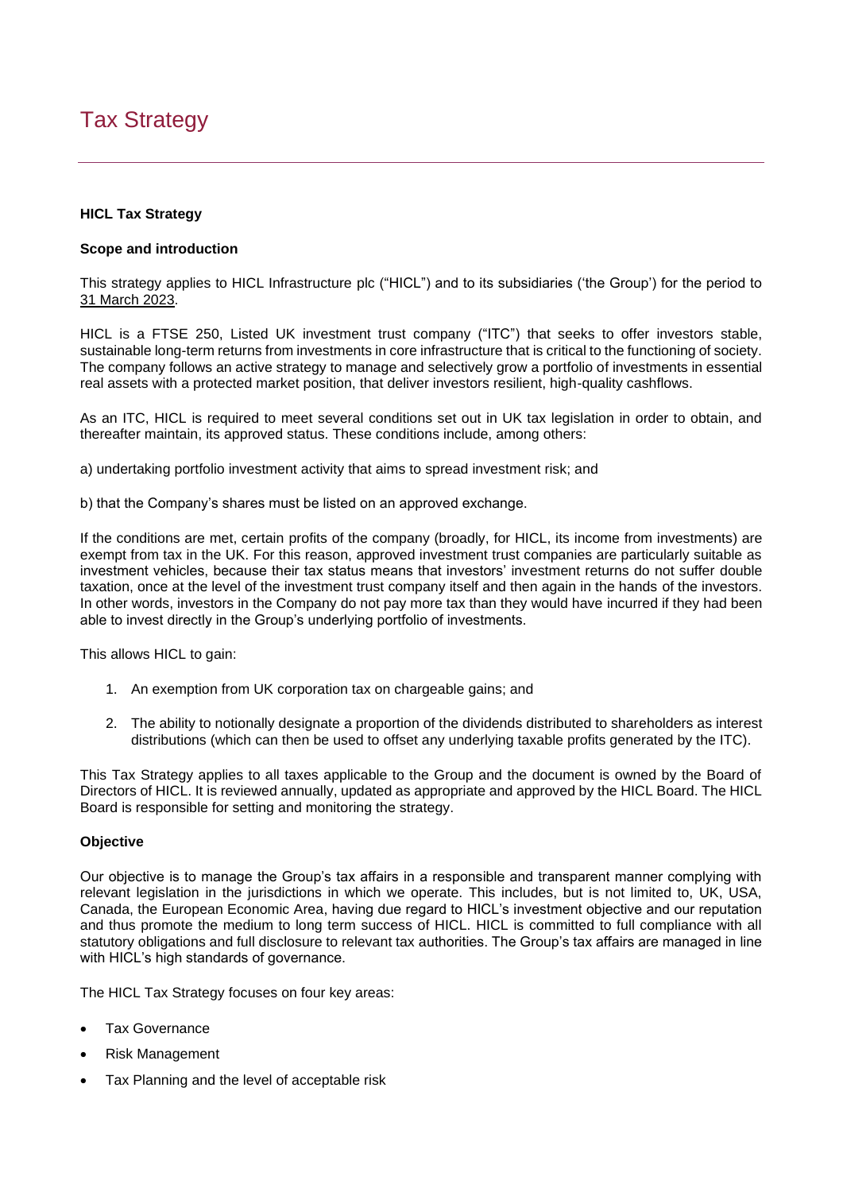# Tax Strategy

**HICL Tax Strategy**

**Scope and introduction**

This strategy applies to HICL Infrastructure plc ("HICL") and to its subsidiaries ('the Group') for the period to 31 March 2023.

HICL is a FTSE 250, Listed UK investment trust company ("ITC") that seeks to offer investors stable, sustainable long-term returns from investments in core infrastructure that is critical to the functioning of society. The company follows an active strategy to manage and selectively grow a portfolio of investments in essential real assets with a protected market position, that deliver investors resilient, high-quality cashflows.

As an ITC, HICL is required to meet several conditions set out in UK tax legislation in order to obtain, and thereafter maintain, its approved status. These conditions include, among others:

a) undertaking portfolio investment activity that aims to spread investment risk; and

b) that the Company's shares must be listed on an approved exchange.

If the conditions are met, certain profits of the company (broadly, for HICL, its income from investments) are exempt from tax in the UK. For this reason, approved investment trust companies are particularly suitable as investment vehicles, because their tax status means that investors' investment returns do not suffer double taxation, once at the level of the investment trust company itself and then again in the hands of the investors. In other words, investors in the Company do not pay more tax than they would have incurred if they had been able to invest directly in the Group's underlying portfolio of investments.

This allows HICL to gain:

1. An exemption from UK corporation tax on chargeable gains; and
2. The ability to notionally designate a proportion of the dividends distributed to shareholders as interest distributions (which can then be used to offset any underlying taxable profits generated by the ITC).

This Tax Strategy applies to all taxes applicable to the Group and the document is owned by the Board of Directors of HICL. It is reviewed annually, updated as appropriate and approved by the HICL Board. The HICL Board is responsible for setting and monitoring the strategy.

**Objective**

Our objective is to manage the Group's tax affairs in a responsible and transparent manner complying with relevant legislation in the jurisdictions in which we operate. This includes, but is not limited to, UK, USA, Canada, the European Economic Area, having due regard to HICL's investment objective and our reputation and thus promote the medium to long term success of HICL. HICL is committed to full compliance with all statutory obligations and full disclosure to relevant tax authorities. The Group's tax affairs are managed in line with HICL's high standards of governance.

The HICL Tax Strategy focuses on four key areas:

- Tax Governance
- Risk Management
- Tax Planning and the level of acceptable risk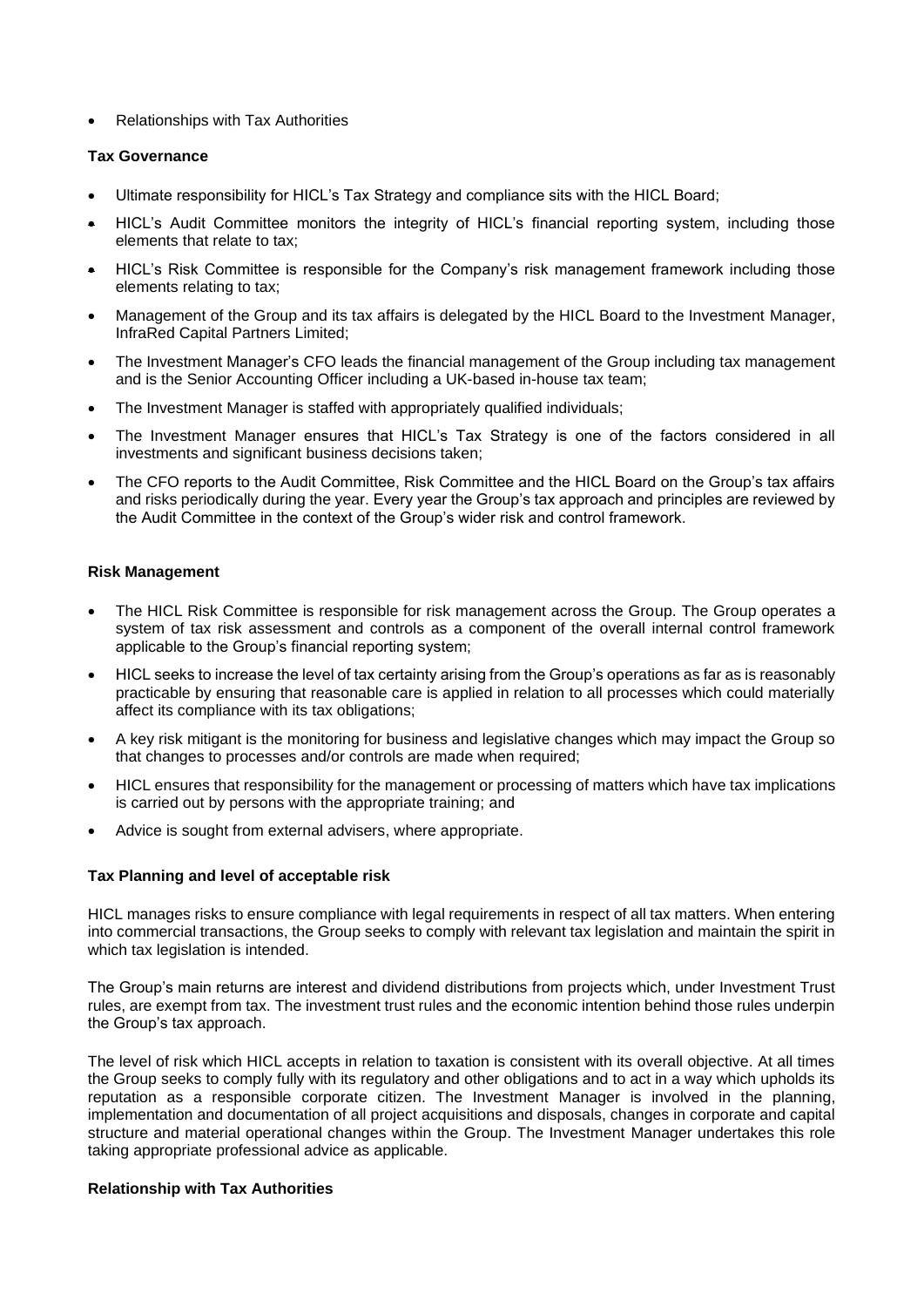- Relationships with Tax Authorities

**Tax Governance**

- Ultimate responsibility for HICL's Tax Strategy and compliance sits with the HICL Board;
- HICL's Audit Committee monitors the integrity of HICL's financial reporting system, including those elements that relate to tax;
- HICL's Risk Committee is responsible for the Company's risk management framework including those elements relating to tax;
- Management of the Group and its tax affairs is delegated by the HICL Board to the Investment Manager, InfraRed Capital Partners Limited;
- The Investment Manager's CFO leads the financial management of the Group including tax management and is the Senior Accounting Officer including a UK-based in-house tax team;
- The Investment Manager is staffed with appropriately qualified individuals;
- The Investment Manager ensures that HICL's Tax Strategy is one of the factors considered in all investments and significant business decisions taken;
- The CFO reports to the Audit Committee, Risk Committee and the HICL Board on the Group's tax affairs and risks periodically during the year. Every year the Group's tax approach and principles are reviewed by the Audit Committee in the context of the Group's wider risk and control framework.

**Risk Management**

- The HICL Risk Committee is responsible for risk management across the Group. The Group operates a system of tax risk assessment and controls as a component of the overall internal control framework applicable to the Group's financial reporting system;
- HICL seeks to increase the level of tax certainty arising from the Group's operations as far as is reasonably practicable by ensuring that reasonable care is applied in relation to all processes which could materially affect its compliance with its tax obligations;
- A key risk mitigant is the monitoring for business and legislative changes which may impact the Group so that changes to processes and/or controls are made when required;
- HICL ensures that responsibility for the management or processing of matters which have tax implications is carried out by persons with the appropriate training; and
- Advice is sought from external advisers, where appropriate.

**Tax Planning and level of acceptable risk**

HICL manages risks to ensure compliance with legal requirements in respect of all tax matters. When entering into commercial transactions, the Group seeks to comply with relevant tax legislation and maintain the spirit in which tax legislation is intended.

The Group's main returns are interest and dividend distributions from projects which, under Investment Trust rules, are exempt from tax. The investment trust rules and the economic intention behind those rules underpin the Group's tax approach.

The level of risk which HICL accepts in relation to taxation is consistent with its overall objective. At all times the Group seeks to comply fully with its regulatory and other obligations and to act in a way which upholds its reputation as a responsible corporate citizen. The Investment Manager is involved in the planning, implementation and documentation of all project acquisitions and disposals, changes in corporate and capital structure and material operational changes within the Group. The Investment Manager undertakes this role taking appropriate professional advice as applicable.

**Relationship with Tax Authorities**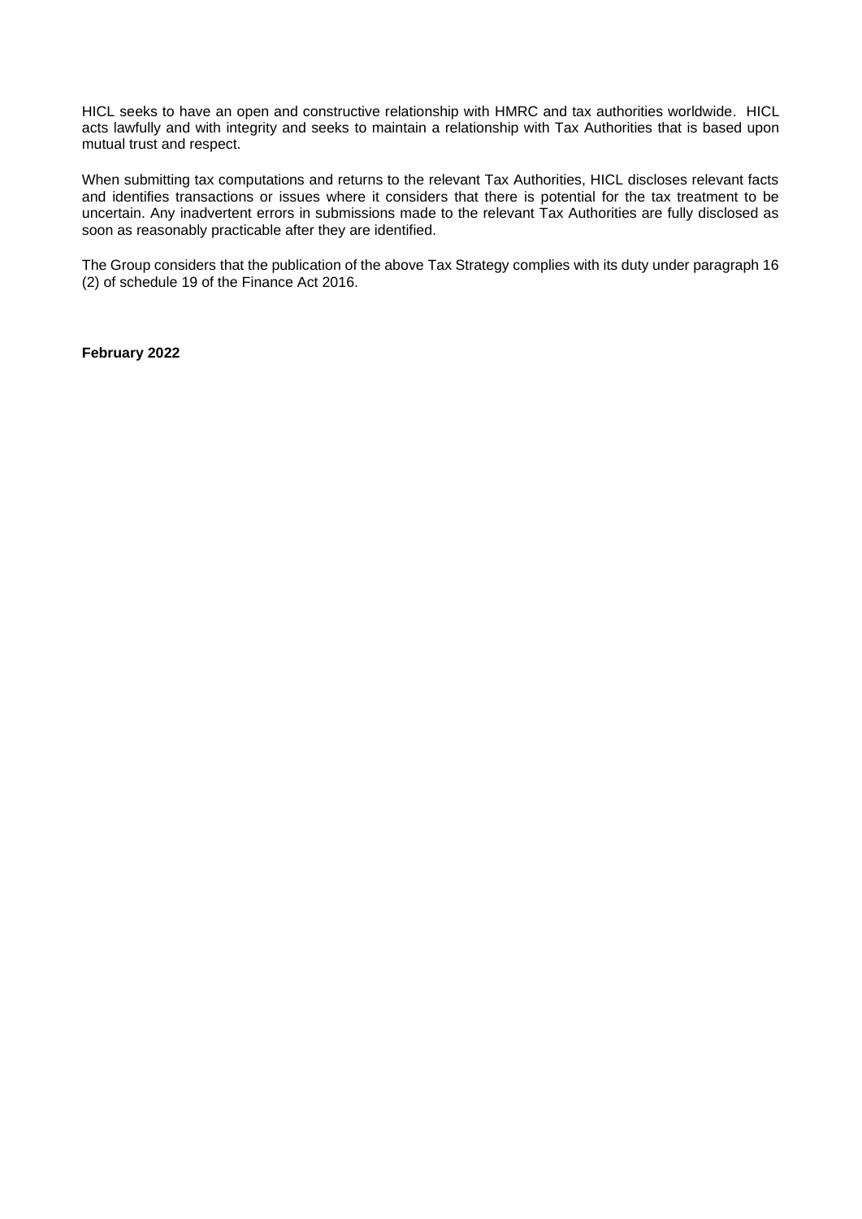HICL seeks to have an open and constructive relationship with HMRC and tax authorities worldwide. HICL acts lawfully and with integrity and seeks to maintain a relationship with Tax Authorities that is based upon mutual trust and respect.

When submitting tax computations and returns to the relevant Tax Authorities, HICL discloses relevant facts and identifies transactions or issues where it considers that there is potential for the tax treatment to be uncertain. Any inadvertent errors in submissions made to the relevant Tax Authorities are fully disclosed as soon as reasonably practicable after they are identified.

The Group considers that the publication of the above Tax Strategy complies with its duty under paragraph 16 (2) of schedule 19 of the Finance Act 2016.

**February 2022**